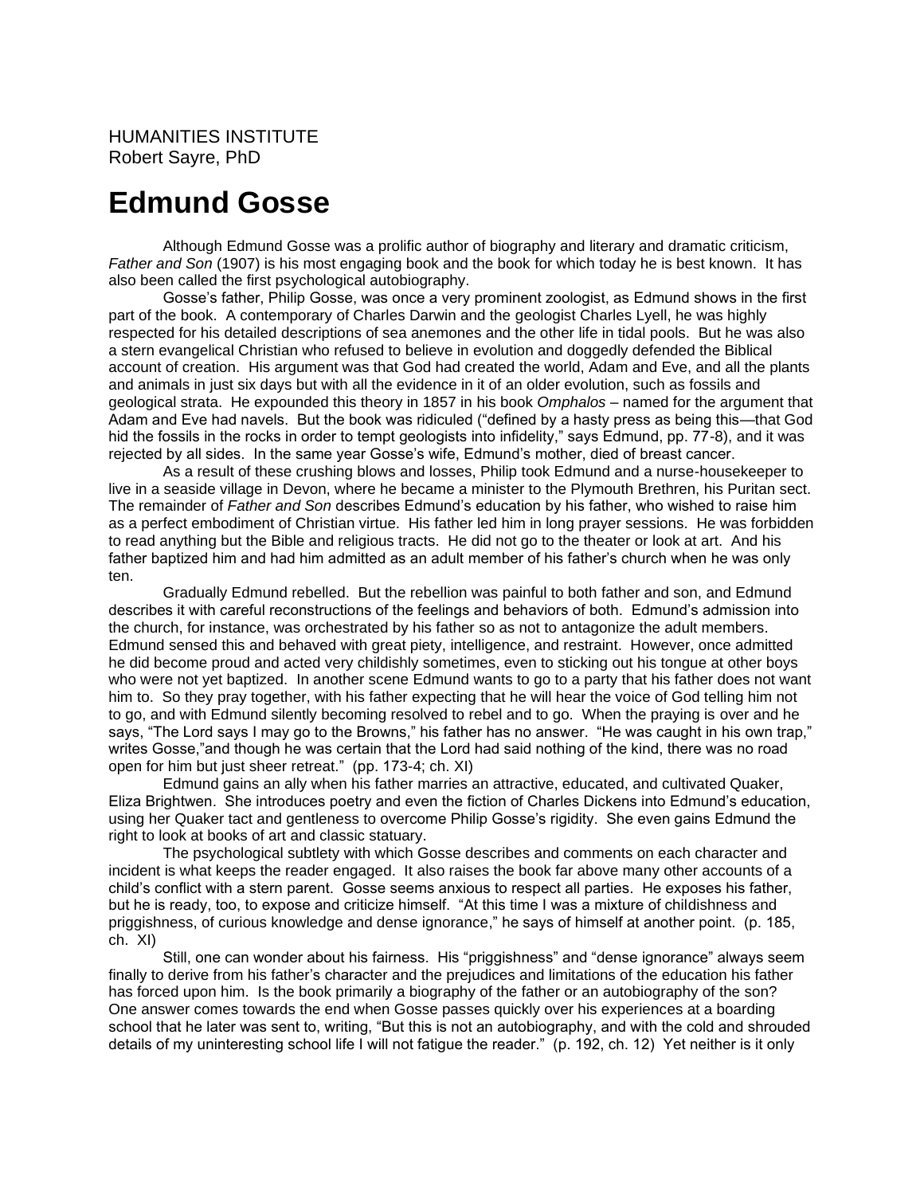HUMANITIES INSTITUTE
Robert Sayre, PhD

# Edmund Gosse

Although Edmund Gosse was a prolific author of biography and literary and dramatic criticism, *Father and Son* (1907) is his most engaging book and the book for which today he is best known. It has also been called the first psychological autobiography.

Gosse's father, Philip Gosse, was once a very prominent zoologist, as Edmund shows in the first part of the book. A contemporary of Charles Darwin and the geologist Charles Lyell, he was highly respected for his detailed descriptions of sea anemones and the other life in tidal pools. But he was also a stern evangelical Christian who refused to believe in evolution and doggedly defended the Biblical account of creation. His argument was that God had created the world, Adam and Eve, and all the plants and animals in just six days but with all the evidence in it of an older evolution, such as fossils and geological strata. He expounded this theory in 1857 in his book *Omphalos* – named for the argument that Adam and Eve had navels. But the book was ridiculed ("defined by a hasty press as being this—that God hid the fossils in the rocks in order to tempt geologists into infidelity," says Edmund, pp. 77-8), and it was rejected by all sides. In the same year Gosse's wife, Edmund's mother, died of breast cancer.

As a result of these crushing blows and losses, Philip took Edmund and a nurse-housekeeper to live in a seaside village in Devon, where he became a minister to the Plymouth Brethren, his Puritan sect. The remainder of *Father and Son* describes Edmund's education by his father, who wished to raise him as a perfect embodiment of Christian virtue. His father led him in long prayer sessions. He was forbidden to read anything but the Bible and religious tracts. He did not go to the theater or look at art. And his father baptized him and had him admitted as an adult member of his father's church when he was only ten.

Gradually Edmund rebelled. But the rebellion was painful to both father and son, and Edmund describes it with careful reconstructions of the feelings and behaviors of both. Edmund's admission into the church, for instance, was orchestrated by his father so as not to antagonize the adult members. Edmund sensed this and behaved with great piety, intelligence, and restraint. However, once admitted he did become proud and acted very childishly sometimes, even to sticking out his tongue at other boys who were not yet baptized. In another scene Edmund wants to go to a party that his father does not want him to. So they pray together, with his father expecting that he will hear the voice of God telling him not to go, and with Edmund silently becoming resolved to rebel and to go. When the praying is over and he says, "The Lord says I may go to the Browns," his father has no answer. "He was caught in his own trap," writes Gosse,"and though he was certain that the Lord had said nothing of the kind, there was no road open for him but just sheer retreat." (pp. 173-4; ch. XI)

Edmund gains an ally when his father marries an attractive, educated, and cultivated Quaker, Eliza Brightwen. She introduces poetry and even the fiction of Charles Dickens into Edmund's education, using her Quaker tact and gentleness to overcome Philip Gosse's rigidity. She even gains Edmund the right to look at books of art and classic statuary.

The psychological subtlety with which Gosse describes and comments on each character and incident is what keeps the reader engaged. It also raises the book far above many other accounts of a child's conflict with a stern parent. Gosse seems anxious to respect all parties. He exposes his father, but he is ready, too, to expose and criticize himself. "At this time I was a mixture of childishness and priggishness, of curious knowledge and dense ignorance," he says of himself at another point. (p. 185, ch. XI)

Still, one can wonder about his fairness. His "priggishness" and "dense ignorance" always seem finally to derive from his father's character and the prejudices and limitations of the education his father has forced upon him. Is the book primarily a biography of the father or an autobiography of the son? One answer comes towards the end when Gosse passes quickly over his experiences at a boarding school that he later was sent to, writing, "But this is not an autobiography, and with the cold and shrouded details of my uninteresting school life I will not fatigue the reader." (p. 192, ch. 12) Yet neither is it only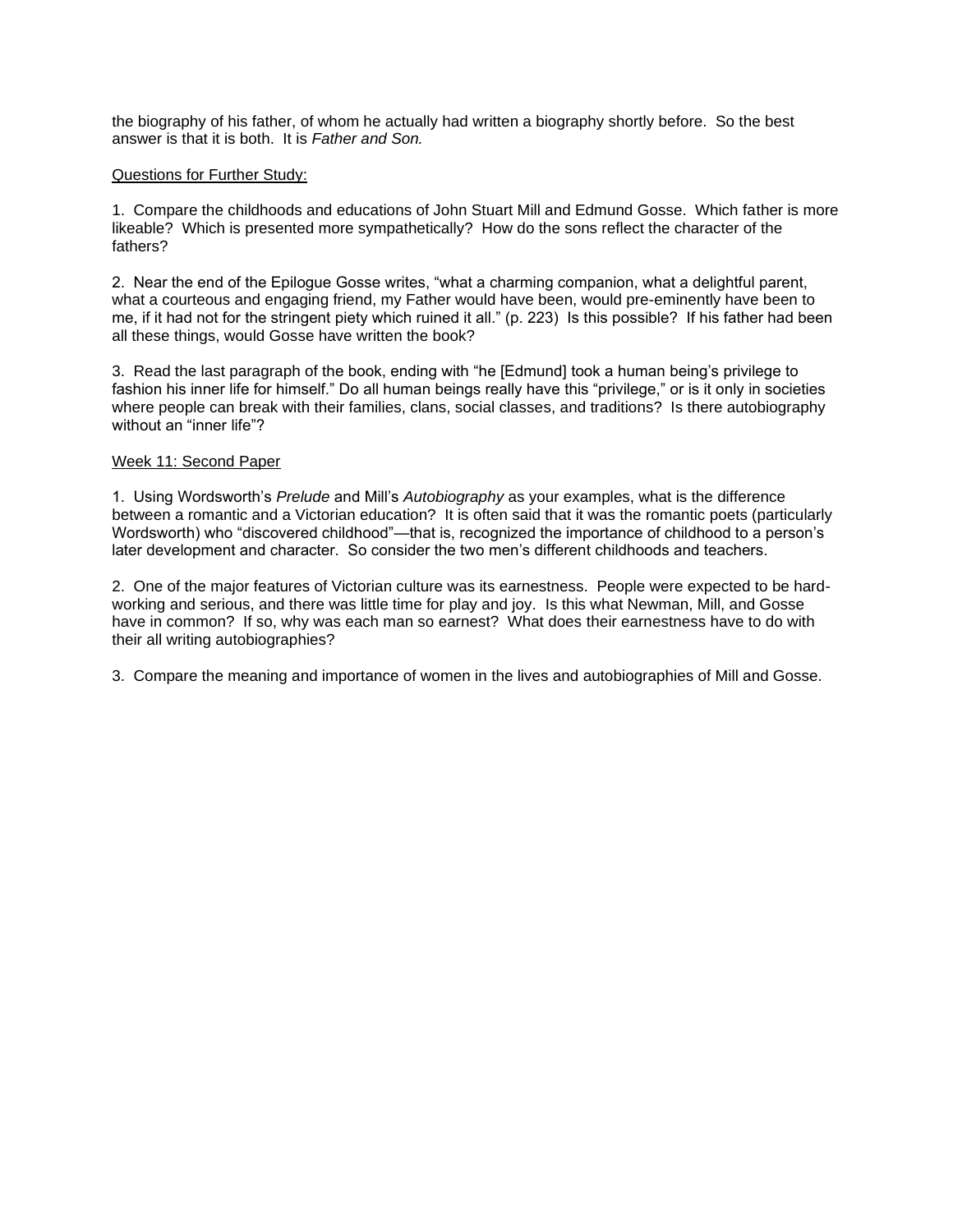the biography of his father, of whom he actually had written a biography shortly before. So the best answer is that it is both. It is *Father and Son.*

<u>Questions for Further Study:</u>

1. Compare the childhoods and educations of John Stuart Mill and Edmund Gosse. Which father is more likeable? Which is presented more sympathetically? How do the sons reflect the character of the fathers?

2. Near the end of the Epilogue Gosse writes, "what a charming companion, what a delightful parent, what a courteous and engaging friend, my Father would have been, would pre-eminently have been to me, if it had not for the stringent piety which ruined it all." (p. 223) Is this possible? If his father had been all these things, would Gosse have written the book?

3. Read the last paragraph of the book, ending with "he [Edmund] took a human being's privilege to fashion his inner life for himself." Do all human beings really have this "privilege," or is it only in societies where people can break with their families, clans, social classes, and traditions? Is there autobiography without an "inner life"?

<u>Week 11: Second Paper</u>

1. Using Wordsworth's *Prelude* and Mill's *Autobiography* as your examples, what is the difference between a romantic and a Victorian education? It is often said that it was the romantic poets (particularly Wordsworth) who "discovered childhood"—that is, recognized the importance of childhood to a person's later development and character. So consider the two men's different childhoods and teachers.

2. One of the major features of Victorian culture was its earnestness. People were expected to be hard-working and serious, and there was little time for play and joy. Is this what Newman, Mill, and Gosse have in common? If so, why was each man so earnest? What does their earnestness have to do with their all writing autobiographies?

3. Compare the meaning and importance of women in the lives and autobiographies of Mill and Gosse.